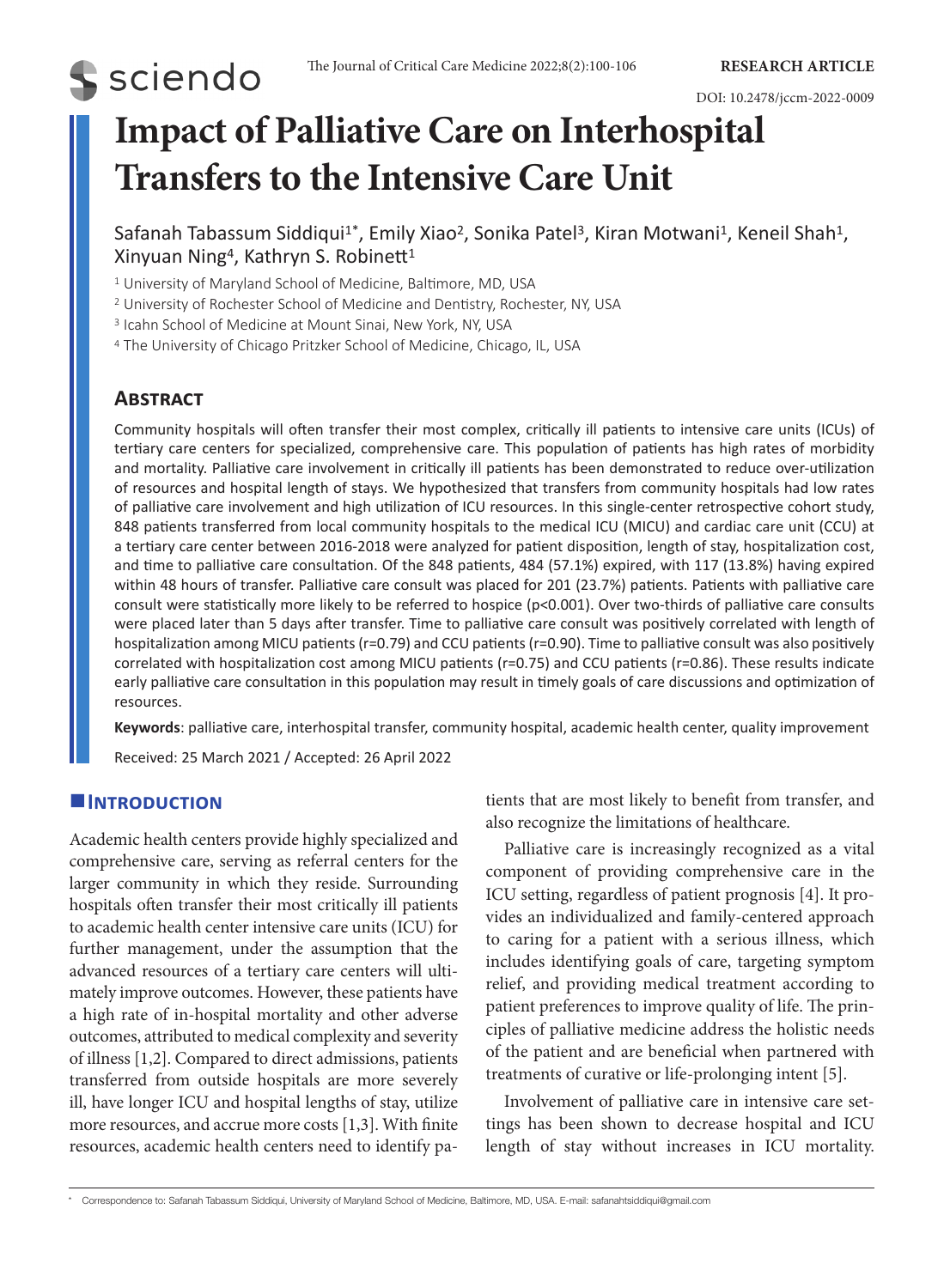RESEARCH ARTICLE

DOI: 10.2478/jccm-2022-0009

# Impact of Palliative Care on Interhospital Transfers to the Intensive Care Unit

Safanah Tabassum Siddiqui[1*], Emily Xiao[2], Sonika Patel[3], Kiran Motwani[1], Keneil Shah[1], Xinyuan Ning[4], Kathryn S. Robinett[1]

[1] University of Maryland School of Medicine, Baltimore, MD, USA

[2] University of Rochester School of Medicine and Dentistry, Rochester, NY, USA

[3] Icahn School of Medicine at Mount Sinai, New York, NY, USA

[4] The University of Chicago Pritzker School of Medicine, Chicago, IL, USA

## Abstract

Community hospitals will often transfer their most complex, critically ill patients to intensive care units (ICUs) of tertiary care centers for specialized, comprehensive care. This population of patients has high rates of morbidity and mortality. Palliative care involvement in critically ill patients has been demonstrated to reduce over-utilization of resources and hospital length of stays. We hypothesized that transfers from community hospitals had low rates of palliative care involvement and high utilization of ICU resources. In this single-center retrospective cohort study, 848 patients transferred from local community hospitals to the medical ICU (MICU) and cardiac care unit (CCU) at a tertiary care center between 2016-2018 were analyzed for patient disposition, length of stay, hospitalization cost, and time to palliative care consultation. Of the 848 patients, 484 (57.1%) expired, with 117 (13.8%) having expired within 48 hours of transfer. Palliative care consult was placed for 201 (23.7%) patients. Patients with palliative care consult were statistically more likely to be referred to hospice ($p<0.001$). Over two-thirds of palliative care consults were placed later than 5 days after transfer. Time to palliative care consult was positively correlated with length of hospitalization among MICU patients ($r=0.79$) and CCU patients ($r=0.90$). Time to palliative consult was also positively correlated with hospitalization cost among MICU patients ($r=0.75$) and CCU patients ($r=0.86$). These results indicate early palliative care consultation in this population may result in timely goals of care discussions and optimization of resources.

**Keywords**: palliative care, interhospital transfer, community hospital, academic health center, quality improvement

Received: 25 March 2021 / Accepted: 26 April 2022

## Introduction

Academic health centers provide highly specialized and comprehensive care, serving as referral centers for the larger community in which they reside. Surrounding hospitals often transfer their most critically ill patients to academic health center intensive care units (ICU) for further management, under the assumption that the advanced resources of a tertiary care centers will ultimately improve outcomes. However, these patients have a high rate of in-hospital mortality and other adverse outcomes, attributed to medical complexity and severity of illness [1,2]. Compared to direct admissions, patients transferred from outside hospitals are more severely ill, have longer ICU and hospital lengths of stay, utilize more resources, and accrue more costs [1,3]. With finite resources, academic health centers need to identify patients that are most likely to benefit from transfer, and also recognize the limitations of healthcare.

Palliative care is increasingly recognized as a vital component of providing comprehensive care in the ICU setting, regardless of patient prognosis [4]. It provides an individualized and family-centered approach to caring for a patient with a serious illness, which includes identifying goals of care, targeting symptom relief, and providing medical treatment according to patient preferences to improve quality of life. The principles of palliative medicine address the holistic needs of the patient and are beneficial when partnered with treatments of curative or life-prolonging intent [5].

Involvement of palliative care in intensive care settings has been shown to decrease hospital and ICU length of stay without increases in ICU mortality.

* Correspondence to: Safanah Tabassum Siddiqui, University of Maryland School of Medicine, Baltimore, MD, USA. E-mail: safanahtsiddiqui@gmail.com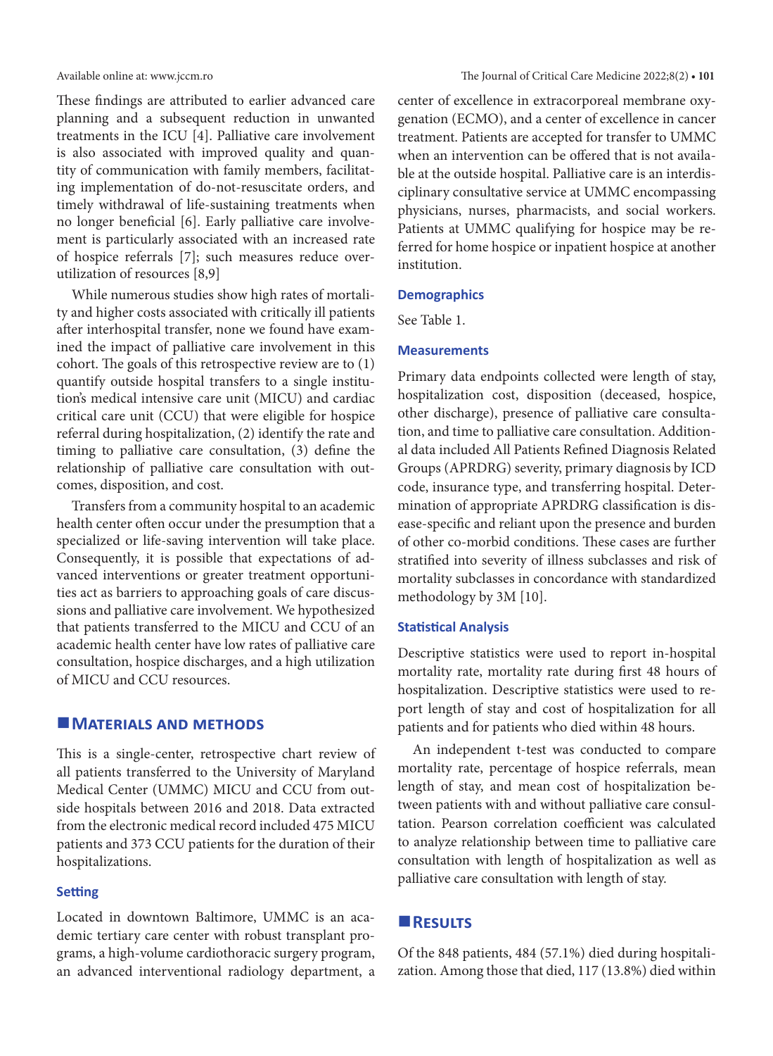These findings are attributed to earlier advanced care planning and a subsequent reduction in unwanted treatments in the ICU [4]. Palliative care involvement is also associated with improved quality and quantity of communication with family members, facilitating implementation of do-not-resuscitate orders, and timely withdrawal of life-sustaining treatments when no longer beneficial [6]. Early palliative care involvement is particularly associated with an increased rate of hospice referrals [7]; such measures reduce overutilization of resources [8,9]

While numerous studies show high rates of mortality and higher costs associated with critically ill patients after interhospital transfer, none we found have examined the impact of palliative care involvement in this cohort. The goals of this retrospective review are to (1) quantify outside hospital transfers to a single institution's medical intensive care unit (MICU) and cardiac critical care unit (CCU) that were eligible for hospice referral during hospitalization, (2) identify the rate and timing to palliative care consultation, (3) define the relationship of palliative care consultation with outcomes, disposition, and cost.

Transfers from a community hospital to an academic health center often occur under the presumption that a specialized or life-saving intervention will take place. Consequently, it is possible that expectations of advanced interventions or greater treatment opportunities act as barriers to approaching goals of care discussions and palliative care involvement. We hypothesized that patients transferred to the MICU and CCU of an academic health center have low rates of palliative care consultation, hospice discharges, and a high utilization of MICU and CCU resources.

## Materials and methods

This is a single-center, retrospective chart review of all patients transferred to the University of Maryland Medical Center (UMMC) MICU and CCU from outside hospitals between 2016 and 2018. Data extracted from the electronic medical record included 475 MICU patients and 373 CCU patients for the duration of their hospitalizations.

### Setting

Located in downtown Baltimore, UMMC is an academic tertiary care center with robust transplant programs, a high-volume cardiothoracic surgery program, an advanced interventional radiology department, a center of excellence in extracorporeal membrane oxygenation (ECMO), and a center of excellence in cancer treatment. Patients are accepted for transfer to UMMC when an intervention can be offered that is not available at the outside hospital. Palliative care is an interdisciplinary consultative service at UMMC encompassing physicians, nurses, pharmacists, and social workers. Patients at UMMC qualifying for hospice may be referred for home hospice or inpatient hospice at another institution.

### Demographics

See Table 1.

### Measurements

Primary data endpoints collected were length of stay, hospitalization cost, disposition (deceased, hospice, other discharge), presence of palliative care consultation, and time to palliative care consultation. Additional data included All Patients Refined Diagnosis Related Groups (APRDRG) severity, primary diagnosis by ICD code, insurance type, and transferring hospital. Determination of appropriate APRDRG classification is disease-specific and reliant upon the presence and burden of other co-morbid conditions. These cases are further stratified into severity of illness subclasses and risk of mortality subclasses in concordance with standardized methodology by 3M [10].

### Statistical Analysis

Descriptive statistics were used to report in-hospital mortality rate, mortality rate during first 48 hours of hospitalization. Descriptive statistics were used to report length of stay and cost of hospitalization for all patients and for patients who died within 48 hours.

An independent t-test was conducted to compare mortality rate, percentage of hospice referrals, mean length of stay, and mean cost of hospitalization between patients with and without palliative care consultation. Pearson correlation coefficient was calculated to analyze relationship between time to palliative care consultation with length of hospitalization as well as palliative care consultation with length of stay.

## Results

Of the 848 patients, 484 (57.1%) died during hospitalization. Among those that died, 117 (13.8%) died within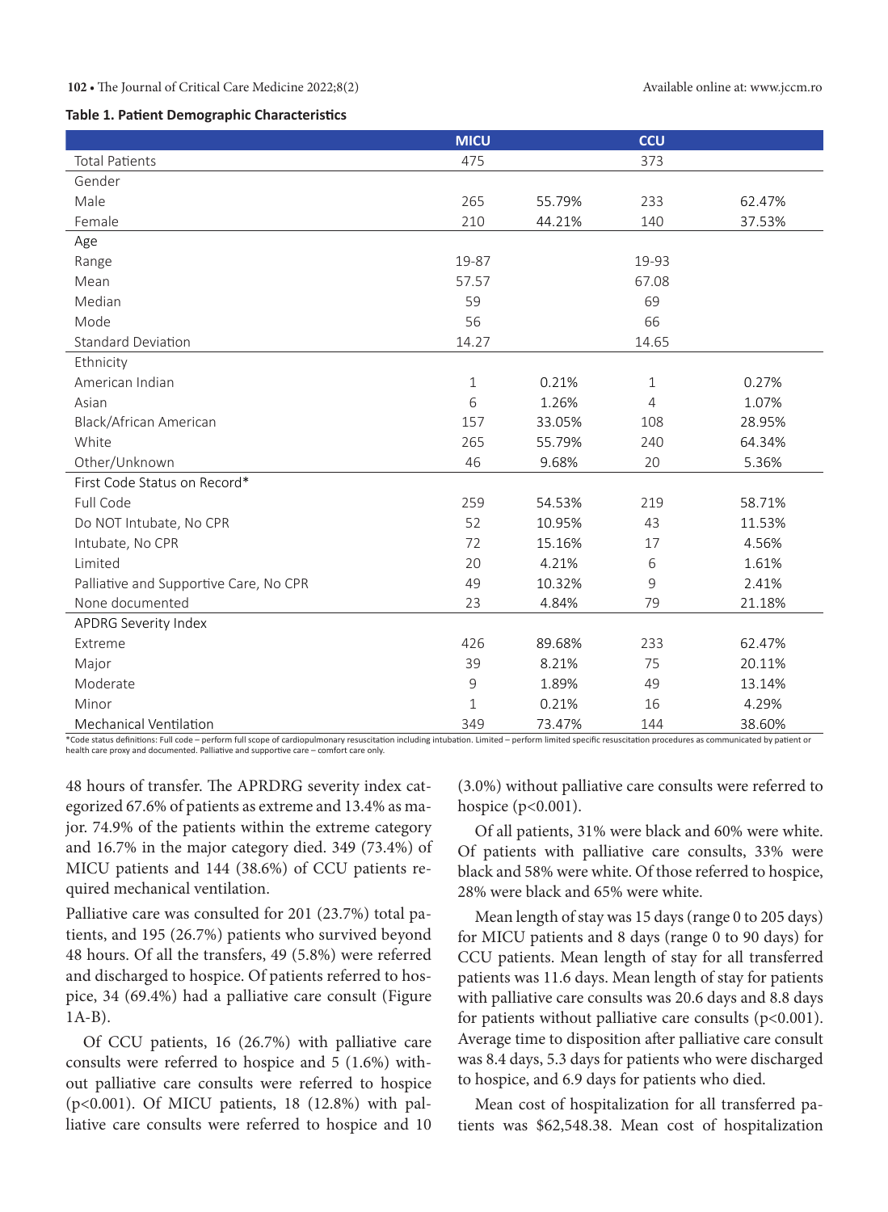**Table 1. Patient Demographic Characteristics**

| | MICU | | CCU | |
|---|---|---|---|---|
| Total Patients | 475 | | 373 | |
| Gender | | | | |
| Male | 265 | 55.79% | 233 | 62.47% |
| Female | 210 | 44.21% | 140 | 37.53% |
| Age | | | | |
| Range | 19-87 | | 19-93 | |
| Mean | 57.57 | | 67.08 | |
| Median | 59 | | 69 | |
| Mode | 56 | | 66 | |
| Standard Deviation | 14.27 | | 14.65 | |
| Ethnicity | | | | |
| American Indian | 1 | 0.21% | 1 | 0.27% |
| Asian | 6 | 1.26% | 4 | 1.07% |
| Black/African American | 157 | 33.05% | 108 | 28.95% |
| White | 265 | 55.79% | 240 | 64.34% |
| Other/Unknown | 46 | 9.68% | 20 | 5.36% |
| First Code Status on Record* | | | | |
| Full Code | 259 | 54.53% | 219 | 58.71% |
| Do NOT Intubate, No CPR | 52 | 10.95% | 43 | 11.53% |
| Intubate, No CPR | 72 | 15.16% | 17 | 4.56% |
| Limited | 20 | 4.21% | 6 | 1.61% |
| Palliative and Supportive Care, No CPR | 49 | 10.32% | 9 | 2.41% |
| None documented | 23 | 4.84% | 79 | 21.18% |
| APDRG Severity Index | | | | |
| Extreme | 426 | 89.68% | 233 | 62.47% |
| Major | 39 | 8.21% | 75 | 20.11% |
| Moderate | 9 | 1.89% | 49 | 13.14% |
| Minor | 1 | 0.21% | 16 | 4.29% |
| Mechanical Ventilation | 349 | 73.47% | 144 | 38.60% |

*Code status definitions: Full code – perform full scope of cardiopulmonary resuscitation including intubation. Limited – perform limited specific resuscitation procedures as communicated by patient or health care proxy and documented. Palliative and supportive care – comfort care only.

48 hours of transfer. The APRDRG severity index categorized 67.6% of patients as extreme and 13.4% as major. 74.9% of the patients within the extreme category and 16.7% in the major category died. 349 (73.4%) of MICU patients and 144 (38.6%) of CCU patients required mechanical ventilation.

Palliative care was consulted for 201 (23.7%) total patients, and 195 (26.7%) patients who survived beyond 48 hours. Of all the transfers, 49 (5.8%) were referred and discharged to hospice. Of patients referred to hospice, 34 (69.4%) had a palliative care consult (Figure 1A-B).

Of CCU patients, 16 (26.7%) with palliative care consults were referred to hospice and 5 (1.6%) without palliative care consults were referred to hospice ($p<0.001$). Of MICU patients, 18 (12.8%) with palliative care consults were referred to hospice and 10 (3.0%) without palliative care consults were referred to hospice ($p<0.001$).

Of all patients, 31% were black and 60% were white. Of patients with palliative care consults, 33% were black and 58% were white. Of those referred to hospice, 28% were black and 65% were white.

Mean length of stay was 15 days (range 0 to 205 days) for MICU patients and 8 days (range 0 to 90 days) for CCU patients. Mean length of stay for all transferred patients was 11.6 days. Mean length of stay for patients with palliative care consults was 20.6 days and 8.8 days for patients without palliative care consults ($p<0.001$). Average time to disposition after palliative care consult was 8.4 days, 5.3 days for patients who were discharged to hospice, and 6.9 days for patients who died.

Mean cost of hospitalization for all transferred patients was $62,548.38. Mean cost of hospitalization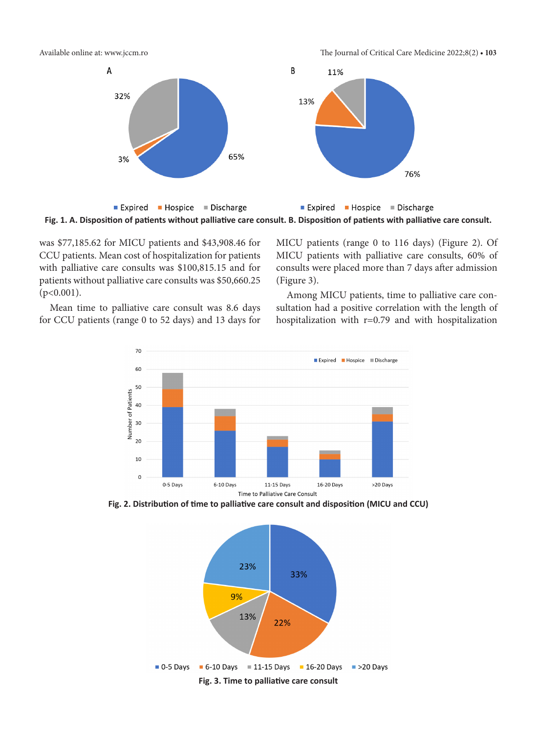**Fig. 1. A. Disposition of patients without palliative care consult. B. Disposition of patients with palliative care consult.**

was $77,185.62 for MICU patients and $43,908.46 for CCU patients. Mean cost of hospitalization for patients with palliative care consults was $100,815.15 and for patients without palliative care consults was $50,660.25 ($p<0.001$).

Mean time to palliative care consult was 8.6 days for CCU patients (range 0 to 52 days) and 13 days for MICU patients (range 0 to 116 days) (Figure 2). Of MICU patients with palliative care consults, 60% of consults were placed more than 7 days after admission (Figure 3).

Among MICU patients, time to palliative care consultation had a positive correlation with the length of hospitalization with $r=0.79$ and with hospitalization

**Fig. 2. Distribution of time to palliative care consult and disposition (MICU and CCU)**

**Fig. 3. Time to palliative care consult**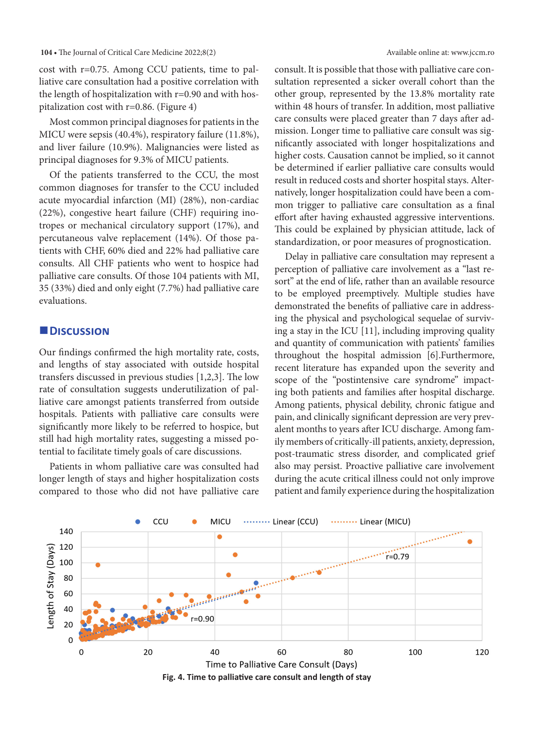cost with r=0.75. Among CCU patients, time to palliative care consultation had a positive correlation with the length of hospitalization with r=0.90 and with hospitalization cost with r=0.86. (Figure 4)

Most common principal diagnoses for patients in the MICU were sepsis (40.4%), respiratory failure (11.8%), and liver failure (10.9%). Malignancies were listed as principal diagnoses for 9.3% of MICU patients.

Of the patients transferred to the CCU, the most common diagnoses for transfer to the CCU included acute myocardial infarction (MI) (28%), non-cardiac (22%), congestive heart failure (CHF) requiring inotropes or mechanical circulatory support (17%), and percutaneous valve replacement (14%). Of those patients with CHF, 60% died and 22% had palliative care consults. All CHF patients who went to hospice had palliative care consults. Of those 104 patients with MI, 35 (33%) died and only eight (7.7%) had palliative care evaluations.

## Discussion

Our findings confirmed the high mortality rate, costs, and lengths of stay associated with outside hospital transfers discussed in previous studies [1,2,3]. The low rate of consultation suggests underutilization of palliative care amongst patients transferred from outside hospitals. Patients with palliative care consults were significantly more likely to be referred to hospice, but still had high mortality rates, suggesting a missed potential to facilitate timely goals of care discussions.

Patients in whom palliative care was consulted had longer length of stays and higher hospitalization costs compared to those who did not have palliative care consult. It is possible that those with palliative care consultation represented a sicker overall cohort than the other group, represented by the 13.8% mortality rate within 48 hours of transfer. In addition, most palliative care consults were placed greater than 7 days after admission. Longer time to palliative care consult was significantly associated with longer hospitalizations and higher costs. Causation cannot be implied, so it cannot be determined if earlier palliative care consults would result in reduced costs and shorter hospital stays. Alternatively, longer hospitalization could have been a common trigger to palliative care consultation as a final effort after having exhausted aggressive interventions. This could be explained by physician attitude, lack of standardization, or poor measures of prognostication.

Delay in palliative care consultation may represent a perception of palliative care involvement as a "last resort" at the end of life, rather than an available resource to be employed preemptively. Multiple studies have demonstrated the benefits of palliative care in addressing the physical and psychological sequelae of surviving a stay in the ICU [11], including improving quality and quantity of communication with patients' families throughout the hospital admission [6].Furthermore, recent literature has expanded upon the severity and scope of the "postintensive care syndrome" impacting both patients and families after hospital discharge. Among patients, physical debility, chronic fatigue and pain, and clinically significant depression are very prevalent months to years after ICU discharge. Among family members of critically-ill patients, anxiety, depression, post-traumatic stress disorder, and complicated grief also may persist. Proactive palliative care involvement during the acute critical illness could not only improve patient and family experience during the hospitalization

**Fig. 4. Time to palliative care consult and length of stay**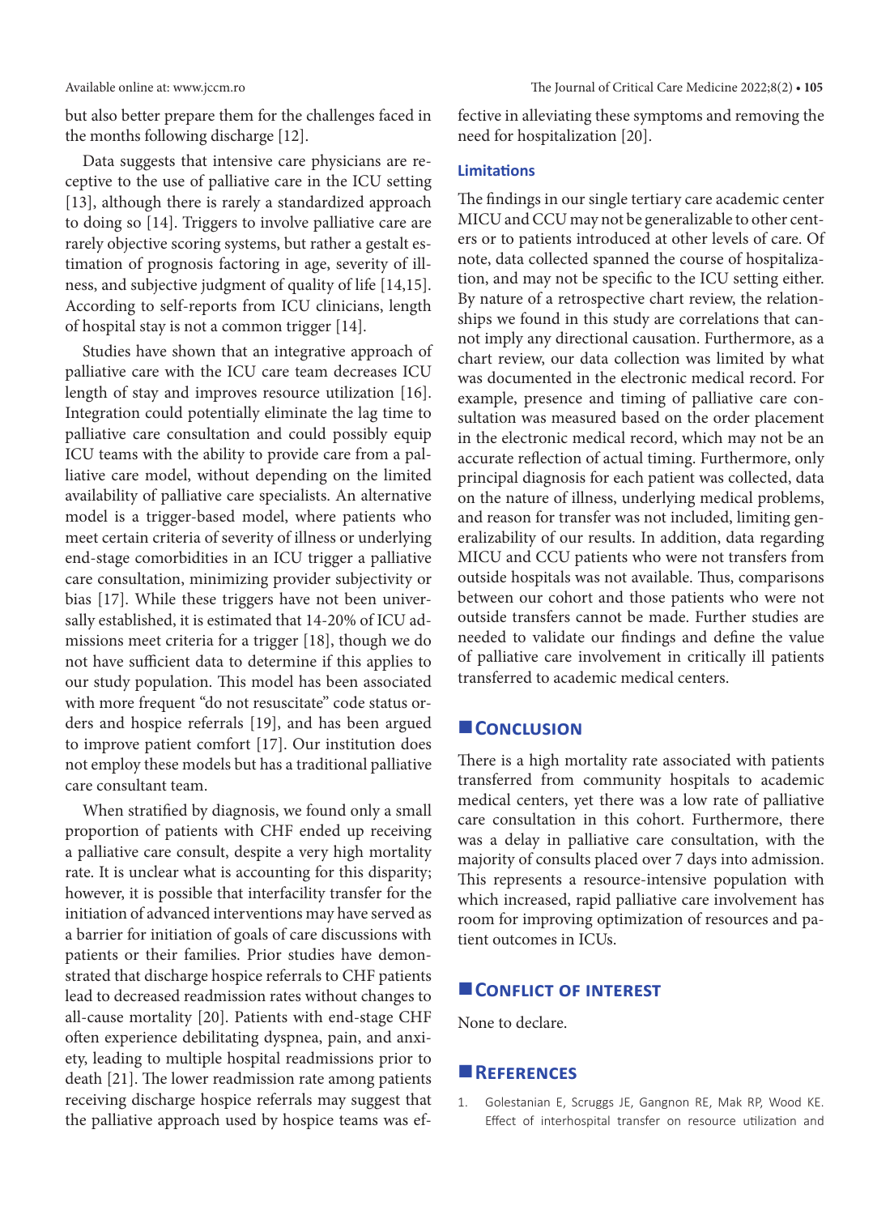but also better prepare them for the challenges faced in the months following discharge [12].

Data suggests that intensive care physicians are receptive to the use of palliative care in the ICU setting [13], although there is rarely a standardized approach to doing so [14]. Triggers to involve palliative care are rarely objective scoring systems, but rather a gestalt estimation of prognosis factoring in age, severity of illness, and subjective judgment of quality of life [14,15]. According to self-reports from ICU clinicians, length of hospital stay is not a common trigger [14].

Studies have shown that an integrative approach of palliative care with the ICU care team decreases ICU length of stay and improves resource utilization [16]. Integration could potentially eliminate the lag time to palliative care consultation and could possibly equip ICU teams with the ability to provide care from a palliative care model, without depending on the limited availability of palliative care specialists. An alternative model is a trigger-based model, where patients who meet certain criteria of severity of illness or underlying end-stage comorbidities in an ICU trigger a palliative care consultation, minimizing provider subjectivity or bias [17]. While these triggers have not been universally established, it is estimated that 14-20% of ICU admissions meet criteria for a trigger [18], though we do not have sufficient data to determine if this applies to our study population. This model has been associated with more frequent "do not resuscitate" code status orders and hospice referrals [19], and has been argued to improve patient comfort [17]. Our institution does not employ these models but has a traditional palliative care consultant team.

When stratified by diagnosis, we found only a small proportion of patients with CHF ended up receiving a palliative care consult, despite a very high mortality rate. It is unclear what is accounting for this disparity; however, it is possible that interfacility transfer for the initiation of advanced interventions may have served as a barrier for initiation of goals of care discussions with patients or their families. Prior studies have demonstrated that discharge hospice referrals to CHF patients lead to decreased readmission rates without changes to all-cause mortality [20]. Patients with end-stage CHF often experience debilitating dyspnea, pain, and anxiety, leading to multiple hospital readmissions prior to death [21]. The lower readmission rate among patients receiving discharge hospice referrals may suggest that the palliative approach used by hospice teams was effective in alleviating these symptoms and removing the need for hospitalization [20].

### Limitations

The findings in our single tertiary care academic center MICU and CCU may not be generalizable to other centers or to patients introduced at other levels of care. Of note, data collected spanned the course of hospitalization, and may not be specific to the ICU setting either. By nature of a retrospective chart review, the relationships we found in this study are correlations that cannot imply any directional causation. Furthermore, as a chart review, our data collection was limited by what was documented in the electronic medical record. For example, presence and timing of palliative care consultation was measured based on the order placement in the electronic medical record, which may not be an accurate reflection of actual timing. Furthermore, only principal diagnosis for each patient was collected, data on the nature of illness, underlying medical problems, and reason for transfer was not included, limiting generalizability of our results. In addition, data regarding MICU and CCU patients who were not transfers from outside hospitals was not available. Thus, comparisons between our cohort and those patients who were not outside transfers cannot be made. Further studies are needed to validate our findings and define the value of palliative care involvement in critically ill patients transferred to academic medical centers.

## Conclusion

There is a high mortality rate associated with patients transferred from community hospitals to academic medical centers, yet there was a low rate of palliative care consultation in this cohort. Furthermore, there was a delay in palliative care consultation, with the majority of consults placed over 7 days into admission. This represents a resource-intensive population with which increased, rapid palliative care involvement has room for improving optimization of resources and patient outcomes in ICUs.

## Conflict of interest

None to declare.

## References

1. Golestanian E, Scruggs JE, Gangnon RE, Mak RP, Wood KE. Effect of interhospital transfer on resource utilization and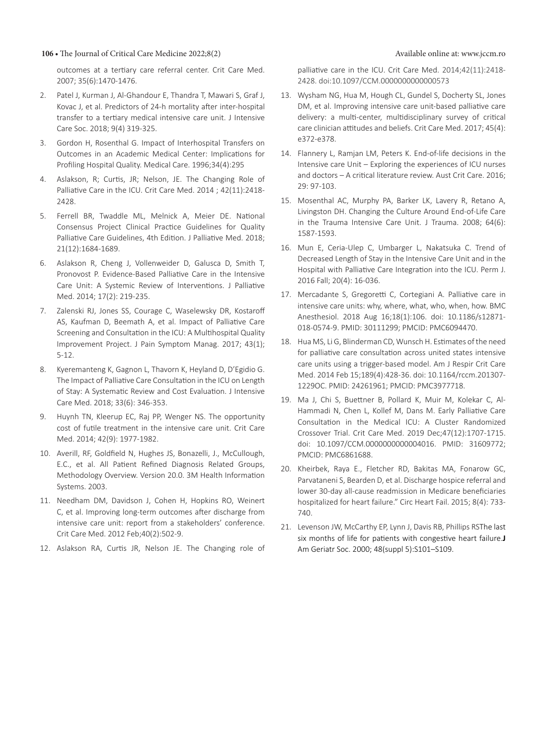outcomes at a tertiary care referral center. Crit Care Med. 2007; 35(6):1470-1476.

2. Patel J, Kurman J, Al-Ghandour E, Thandra T, Mawari S, Graf J, Kovac J, et al. Predictors of 24-h mortality after inter-hospital transfer to a tertiary medical intensive care unit. J Intensive Care Soc. 2018; 9(4) 319-325.
3. Gordon H, Rosenthal G. Impact of Interhospital Transfers on Outcomes in an Academic Medical Center: Implications for Profiling Hospital Quality. Medical Care. 1996;34(4):295
4. Aslakson, R; Curtis, JR; Nelson, JE. The Changing Role of Palliative Care in the ICU. Crit Care Med. 2014 ; 42(11):2418-2428.
5. Ferrell BR, Twaddle ML, Melnick A, Meier DE. National Consensus Project Clinical Practice Guidelines for Quality Palliative Care Guidelines, 4th Edition. J Palliative Med. 2018; 21(12):1684-1689.
6. Aslakson R, Cheng J, Vollenweider D, Galusca D, Smith T, Pronovost P. Evidence-Based Palliative Care in the Intensive Care Unit: A Systemic Review of Interventions. J Palliative Med. 2014; 17(2): 219-235.
7. Zalenski RJ, Jones SS, Courage C, Waselewsky DR, Kostaroff AS, Kaufman D, Beemath A, et al. Impact of Palliative Care Screening and Consultation in the ICU: A Multihospital Quality Improvement Project. J Pain Symptom Manag. 2017; 43(1); 5-12.
8. Kyeremanteng K, Gagnon L, Thavorn K, Heyland D, D'Egidio G. The Impact of Palliative Care Consultation in the ICU on Length of Stay: A Systematic Review and Cost Evaluation. J Intensive Care Med. 2018; 33(6): 346-353.
9. Huynh TN, Kleerup EC, Raj PP, Wenger NS. The opportunity cost of futile treatment in the intensive care unit. Crit Care Med. 2014; 42(9): 1977-1982.
10. Averill, RF, Goldfield N, Hughes JS, Bonazelli, J., McCullough, E.C., et al. All Patient Refined Diagnosis Related Groups, Methodology Overview. Version 20.0. 3M Health Information Systems. 2003.
11. Needham DM, Davidson J, Cohen H, Hopkins RO, Weinert C, et al. Improving long-term outcomes after discharge from intensive care unit: report from a stakeholders' conference. Crit Care Med. 2012 Feb;40(2):502-9.
12. Aslakson RA, Curtis JR, Nelson JE. The Changing role of palliative care in the ICU. Crit Care Med. 2014;42(11):2418-2428. doi:10.1097/CCM.0000000000000573
13. Wysham NG, Hua M, Hough CL, Gundel S, Docherty SL, Jones DM, et al. Improving intensive care unit-based palliative care delivery: a multi-center, multidisciplinary survey of critical care clinician attitudes and beliefs. Crit Care Med. 2017; 45(4): e372-e378.
14. Flannery L, Ramjan LM, Peters K. End-of-life decisions in the Intensive care Unit – Exploring the experiences of ICU nurses and doctors – A critical literature review. Aust Crit Care. 2016; 29: 97-103.
15. Mosenthal AC, Murphy PA, Barker LK, Lavery R, Retano A, Livingston DH. Changing the Culture Around End-of-Life Care in the Trauma Intensive Care Unit. J Trauma. 2008; 64(6): 1587-1593.
16. Mun E, Ceria-Ulep C, Umbarger L, Nakatsuka C. Trend of Decreased Length of Stay in the Intensive Care Unit and in the Hospital with Palliative Care Integration into the ICU. Perm J. 2016 Fall; 20(4): 16-036.
17. Mercadante S, Gregoretti C, Cortegiani A. Palliative care in intensive care units: why, where, what, who, when, how. BMC Anesthesiol. 2018 Aug 16;18(1):106. doi: 10.1186/s12871-018-0574-9. PMID: 30111299; PMCID: PMC6094470.
18. Hua MS, Li G, Blinderman CD, Wunsch H. Estimates of the need for palliative care consultation across united states intensive care units using a trigger-based model. Am J Respir Crit Care Med. 2014 Feb 15;189(4):428-36. doi: 10.1164/rccm.201307-1229OC. PMID: 24261961; PMCID: PMC3977718.
19. Ma J, Chi S, Buettner B, Pollard K, Muir M, Kolekar C, Al-Hammadi N, Chen L, Kollef M, Dans M. Early Palliative Care Consultation in the Medical ICU: A Cluster Randomized Crossover Trial. Crit Care Med. 2019 Dec;47(12):1707-1715. doi: 10.1097/CCM.0000000000004016. PMID: 31609772; PMCID: PMC6861688.
20. Kheirbek, Raya E., Fletcher RD, Bakitas MA, Fonarow GC, Parvataneni S, Bearden D, et al. Discharge hospice referral and lower 30-day all-cause readmission in Medicare beneficiaries hospitalized for heart failure." Circ Heart Fail. 2015; 8(4): 733-740.
21. Levenson JW, McCarthy EP, Lynn J, Davis RB, Phillips RSThe last six months of life for patients with congestive heart failure.**J** Am Geriatr Soc. 2000; 48(suppl 5):S101–S109.